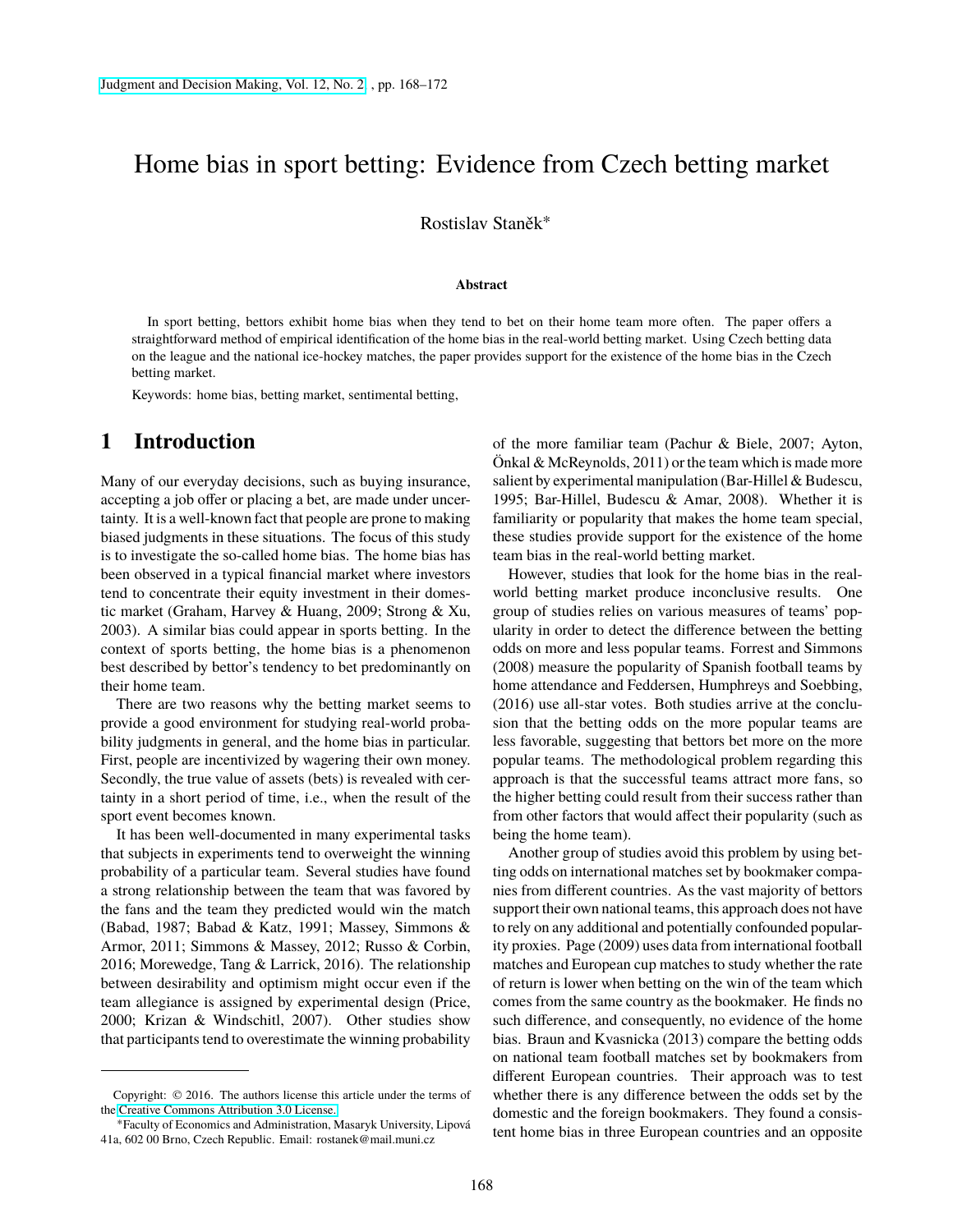# Home bias in sport betting: Evidence from Czech betting market

Rostislav Staněk[*]

### Abstract

In sport betting, bettors exhibit home bias when they tend to bet on their home team more often. The paper offers a straightforward method of empirical identification of the home bias in the real-world betting market. Using Czech betting data on the league and the national ice-hockey matches, the paper provides support for the existence of the home bias in the Czech betting market.

Keywords: home bias, betting market, sentimental betting,

## 1 Introduction

Many of our everyday decisions, such as buying insurance, accepting a job offer or placing a bet, are made under uncertainty. It is a well-known fact that people are prone to making biased judgments in these situations. The focus of this study is to investigate the so-called home bias. The home bias has been observed in a typical financial market where investors tend to concentrate their equity investment in their domestic market (Graham, Harvey & Huang, 2009; Strong & Xu, 2003). A similar bias could appear in sports betting. In the context of sports betting, the home bias is a phenomenon best described by bettor's tendency to bet predominantly on their home team.

There are two reasons why the betting market seems to provide a good environment for studying real-world probability judgments in general, and the home bias in particular. First, people are incentivized by wagering their own money. Secondly, the true value of assets (bets) is revealed with certainty in a short period of time, i.e., when the result of the sport event becomes known.

It has been well-documented in many experimental tasks that subjects in experiments tend to overweight the winning probability of a particular team. Several studies have found a strong relationship between the team that was favored by the fans and the team they predicted would win the match (Babad, 1987; Babad & Katz, 1991; Massey, Simmons & Armor, 2011; Simmons & Massey, 2012; Russo & Corbin, 2016; Morewedge, Tang & Larrick, 2016). The relationship between desirability and optimism might occur even if the team allegiance is assigned by experimental design (Price, 2000; Krizan & Windschitl, 2007). Other studies show that participants tend to overestimate the winning probability of the more familiar team (Pachur & Biele, 2007; Ayton, Önkal & McReynolds, 2011) or the team which is made more salient by experimental manipulation (Bar-Hillel & Budescu, 1995; Bar-Hillel, Budescu & Amar, 2008). Whether it is familiarity or popularity that makes the home team special, these studies provide support for the existence of the home team bias in the real-world betting market.

However, studies that look for the home bias in the real-world betting market produce inconclusive results. One group of studies relies on various measures of teams' popularity in order to detect the difference between the betting odds on more and less popular teams. Forrest and Simmons (2008) measure the popularity of Spanish football teams by home attendance and Feddersen, Humphreys and Soebbing, (2016) use all-star votes. Both studies arrive at the conclusion that the betting odds on the more popular teams are less favorable, suggesting that bettors bet more on the more popular teams. The methodological problem regarding this approach is that the successful teams attract more fans, so the higher betting could result from their success rather than from other factors that would affect their popularity (such as being the home team).

Another group of studies avoid this problem by using betting odds on international matches set by bookmaker companies from different countries. As the vast majority of bettors support their own national teams, this approach does not have to rely on any additional and potentially confounded popularity proxies. Page (2009) uses data from international football matches and European cup matches to study whether the rate of return is lower when betting on the win of the team which comes from the same country as the bookmaker. He finds no such difference, and consequently, no evidence of the home bias. Braun and Kvasnicka (2013) compare the betting odds on national team football matches set by bookmakers from different European countries. Their approach was to test whether there is any difference between the odds set by the domestic and the foreign bookmakers. They found a consistent home bias in three European countries and an opposite

---

Copyright: © 2016. The authors license this article under the terms of the Creative Commons Attribution 3.0 License.

[*]Faculty of Economics and Administration, Masaryk University, Lipová 41a, 602 00 Brno, Czech Republic. Email: rostanek@mail.muni.cz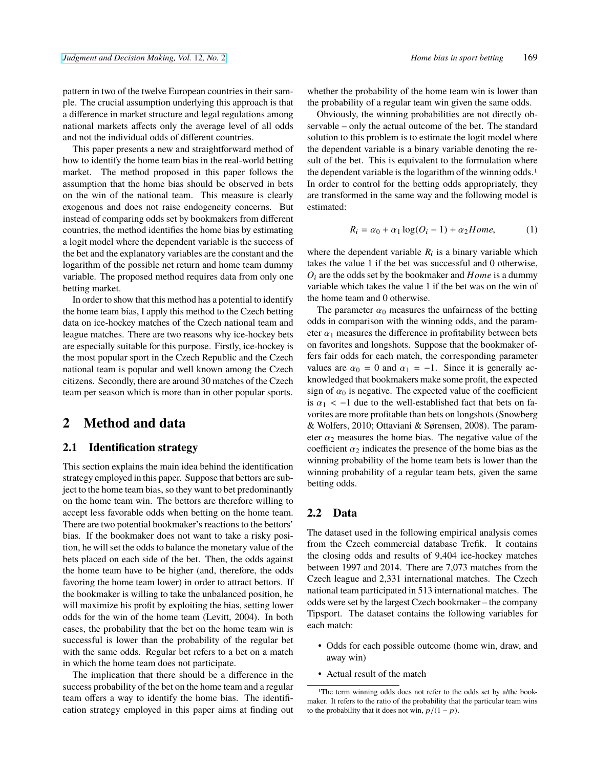pattern in two of the twelve European countries in their sample. The crucial assumption underlying this approach is that a difference in market structure and legal regulations among national markets affects only the average level of all odds and not the individual odds of different countries.

This paper presents a new and straightforward method of how to identify the home team bias in the real-world betting market. The method proposed in this paper follows the assumption that the home bias should be observed in bets on the win of the national team. This measure is clearly exogenous and does not raise endogeneity concerns. But instead of comparing odds set by bookmakers from different countries, the method identifies the home bias by estimating a logit model where the dependent variable is the success of the bet and the explanatory variables are the constant and the logarithm of the possible net return and home team dummy variable. The proposed method requires data from only one betting market.

In order to show that this method has a potential to identify the home team bias, I apply this method to the Czech betting data on ice-hockey matches of the Czech national team and league matches. There are two reasons why ice-hockey bets are especially suitable for this purpose. Firstly, ice-hockey is the most popular sport in the Czech Republic and the Czech national team is popular and well known among the Czech citizens. Secondly, there are around 30 matches of the Czech team per season which is more than in other popular sports.

# 2 Method and data

## 2.1 Identification strategy

This section explains the main idea behind the identification strategy employed in this paper. Suppose that bettors are subject to the home team bias, so they want to bet predominantly on the home team win. The bettors are therefore willing to accept less favorable odds when betting on the home team. There are two potential bookmaker's reactions to the bettors' bias. If the bookmaker does not want to take a risky position, he will set the odds to balance the monetary value of the bets placed on each side of the bet. Then, the odds against the home team have to be higher (and, therefore, the odds favoring the home team lower) in order to attract bettors. If the bookmaker is willing to take the unbalanced position, he will maximize his profit by exploiting the bias, setting lower odds for the win of the home team (Levitt, 2004). In both cases, the probability that the bet on the home team win is successful is lower than the probability of the regular bet with the same odds. Regular bet refers to a bet on a match in which the home team does not participate.

The implication that there should be a difference in the success probability of the bet on the home team and a regular team offers a way to identify the home bias. The identification strategy employed in this paper aims at finding out whether the probability of the home team win is lower than the probability of a regular team win given the same odds.

Obviously, the winning probabilities are not directly observable – only the actual outcome of the bet. The standard solution to this problem is to estimate the logit model where the dependent variable is a binary variable denoting the result of the bet. This is equivalent to the formulation where the dependent variable is the logarithm of the winning odds.[1] In order to control for the betting odds appropriately, they are transformed in the same way and the following model is estimated:

$$R_i = \alpha_0 + \alpha_1 \log(O_i - 1) + \alpha_2 Home, \tag{1}$$

where the dependent variable $R_i$ is a binary variable which takes the value 1 if the bet was successful and 0 otherwise, $O_i$ are the odds set by the bookmaker and $Home$ is a dummy variable which takes the value 1 if the bet was on the win of the home team and 0 otherwise.

The parameter $\alpha_0$ measures the unfairness of the betting odds in comparison with the winning odds, and the parameter $\alpha_1$ measures the difference in profitability between bets on favorites and longshots. Suppose that the bookmaker offers fair odds for each match, the corresponding parameter values are $\alpha_0 = 0$ and $\alpha_1 = -1$. Since it is generally acknowledged that bookmakers make some profit, the expected sign of $\alpha_0$ is negative. The expected value of the coefficient is $\alpha_1 < -1$ due to the well-established fact that bets on favorites are more profitable than bets on longshots (Snowberg & Wolfers, 2010; Ottaviani & Sørensen, 2008). The parameter $\alpha_2$ measures the home bias. The negative value of the coefficient $\alpha_2$ indicates the presence of the home bias as the winning probability of the home team bets is lower than the winning probability of a regular team bets, given the same betting odds.

## 2.2 Data

The dataset used in the following empirical analysis comes from the Czech commercial database Trefik. It contains the closing odds and results of 9,404 ice-hockey matches between 1997 and 2014. There are 7,073 matches from the Czech league and 2,331 international matches. The Czech national team participated in 513 international matches. The odds were set by the largest Czech bookmaker – the company Tipsport. The dataset contains the following variables for each match:

- Odds for each possible outcome (home win, draw, and away win)
- Actual result of the match

[1] The term winning odds does not refer to the odds set by a/the bookmaker. It refers to the ratio of the probability that the particular team wins to the probability that it does not win, $p/(1-p)$.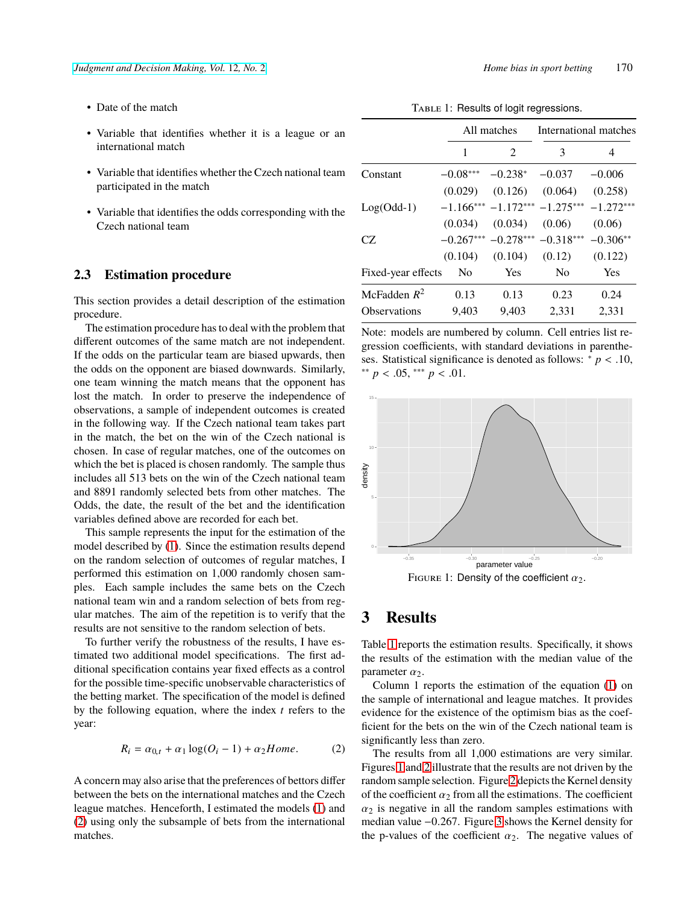- Date of the match
- Variable that identifies whether it is a league or an international match
- Variable that identifies whether the Czech national team participated in the match
- Variable that identifies the odds corresponding with the Czech national team

### 2.3 Estimation procedure

This section provides a detail description of the estimation procedure.

The estimation procedure has to deal with the problem that different outcomes of the same match are not independent. If the odds on the particular team are biased upwards, then the odds on the opponent are biased downwards. Similarly, one team winning the match means that the opponent has lost the match. In order to preserve the independence of observations, a sample of independent outcomes is created in the following way. If the Czech national team takes part in the match, the bet on the win of the Czech national is chosen. In case of regular matches, one of the outcomes on which the bet is placed is chosen randomly. The sample thus includes all 513 bets on the win of the Czech national team and 8891 randomly selected bets from other matches. The Odds, the date, the result of the bet and the identification variables defined above are recorded for each bet.

This sample represents the input for the estimation of the model described by (1). Since the estimation results depend on the random selection of outcomes of regular matches, I performed this estimation on 1,000 randomly chosen samples. Each sample includes the same bets on the Czech national team win and a random selection of bets from regular matches. The aim of the repetition is to verify that the results are not sensitive to the random selection of bets.

To further verify the robustness of the results, I have estimated two additional model specifications. The first additional specification contains year fixed effects as a control for the possible time-specific unobservable characteristics of the betting market. The specification of the model is defined by the following equation, where the index $t$ refers to the year:

$$R_i = \alpha_{0,t} + \alpha_1 \log(O_i - 1) + \alpha_2 Home. \qquad (2)$$

A concern may also arise that the preferences of bettors differ between the bets on the international matches and the Czech league matches. Henceforth, I estimated the models (1) and (2) using only the subsample of bets from the international matches.

Table 1: Results of logit regressions.

| | All matches | | International matches | |
|---|---|---|---|---|
| | 1 | 2 | 3 | 4 |
| Constant | $-0.08^{***}$ | $-0.238^{*}$ | $-0.037$ | $-0.006$ |
| | (0.029) | (0.126) | (0.064) | (0.258) |
| Log(Odd-1) | $-1.166^{***}$ | $-1.172^{***}$ | $-1.275^{***}$ | $-1.272^{***}$ |
| | (0.034) | (0.034) | (0.06) | (0.06) |
| CZ | $-0.267^{***}$ | $-0.278^{***}$ | $-0.318^{***}$ | $-0.306^{**}$ |
| | (0.104) | (0.104) | (0.12) | (0.122) |
| Fixed-year effects | No | Yes | No | Yes |
| McFadden $R^2$ | 0.13 | 0.13 | 0.23 | 0.24 |
| Observations | 9,403 | 9,403 | 2,331 | 2,331 |

Note: models are numbered by column. Cell entries list regression coefficients, with standard deviations in parentheses. Statistical significance is denoted as follows: $^{*}$ $p < .10$, $^{**}$ $p < .05$, $^{***}$ $p < .01$.

Figure 1: Density of the coefficient $\alpha_2$.

## 3 Results

Table 1 reports the estimation results. Specifically, it shows the results of the estimation with the median value of the parameter $\alpha_2$.

Column 1 reports the estimation of the equation (1) on the sample of international and league matches. It provides evidence for the existence of the optimism bias as the coefficient for the bets on the win of the Czech national team is significantly less than zero.

The results from all 1,000 estimations are very similar. Figures 1 and 2 illustrate that the results are not driven by the random sample selection. Figure 2 depicts the Kernel density of the coefficient $\alpha_2$ from all the estimations. The coefficient $\alpha_2$ is negative in all the random samples estimations with median value $-0.267$. Figure 3 shows the Kernel density for the p-values of the coefficient $\alpha_2$. The negative values of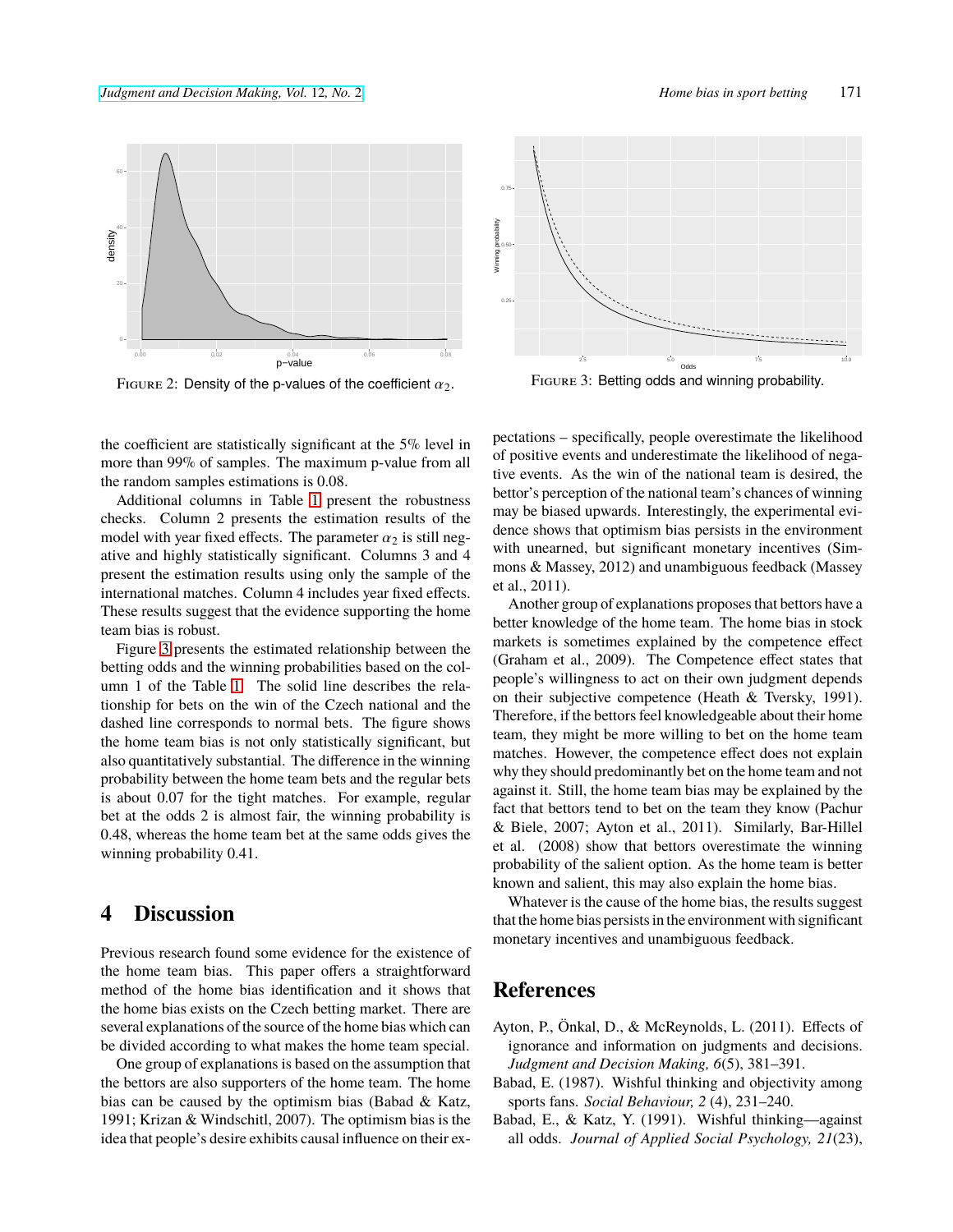FIGURE 2: Density of the p-values of the coefficient $\alpha_2$.

FIGURE 3: Betting odds and winning probability.

the coefficient are statistically significant at the 5% level in more than 99% of samples. The maximum p-value from all the random samples estimations is 0.08.

Additional columns in Table 1 present the robustness checks. Column 2 presents the estimation results of the model with year fixed effects. The parameter $\alpha_2$ is still negative and highly statistically significant. Columns 3 and 4 present the estimation results using only the sample of the international matches. Column 4 includes year fixed effects. These results suggest that the evidence supporting the home team bias is robust.

Figure 3 presents the estimated relationship between the betting odds and the winning probabilities based on the column 1 of the Table 1. The solid line describes the relationship for bets on the win of the Czech national and the dashed line corresponds to normal bets. The figure shows the home team bias is not only statistically significant, but also quantitatively substantial. The difference in the winning probability between the home team bets and the regular bets is about 0.07 for the tight matches. For example, regular bet at the odds 2 is almost fair, the winning probability is 0.48, whereas the home team bet at the same odds gives the winning probability 0.41.

# 4 Discussion

Previous research found some evidence for the existence of the home team bias. This paper offers a straightforward method of the home bias identification and it shows that the home bias exists on the Czech betting market. There are several explanations of the source of the home bias which can be divided according to what makes the home team special.

One group of explanations is based on the assumption that the bettors are also supporters of the home team. The home bias can be caused by the optimism bias (Babad & Katz, 1991; Krizan & Windschitl, 2007). The optimism bias is the idea that people's desire exhibits causal influence on their expectations – specifically, people overestimate the likelihood of positive events and underestimate the likelihood of negative events. As the win of the national team is desired, the bettor's perception of the national team's chances of winning may be biased upwards. Interestingly, the experimental evidence shows that optimism bias persists in the environment with unearned, but significant monetary incentives (Simmons & Massey, 2012) and unambiguous feedback (Massey et al., 2011).

Another group of explanations proposes that bettors have a better knowledge of the home team. The home bias in stock markets is sometimes explained by the competence effect (Graham et al., 2009). The Competence effect states that people's willingness to act on their own judgment depends on their subjective competence (Heath & Tversky, 1991). Therefore, if the bettors feel knowledgeable about their home team, they might be more willing to bet on the home team matches. However, the competence effect does not explain why they should predominantly bet on the home team and not against it. Still, the home team bias may be explained by the fact that bettors tend to bet on the team they know (Pachur & Biele, 2007; Ayton et al., 2011). Similarly, Bar-Hillel et al. (2008) show that bettors overestimate the winning probability of the salient option. As the home team is better known and salient, this may also explain the home bias.

Whatever is the cause of the home bias, the results suggest that the home bias persists in the environment with significant monetary incentives and unambiguous feedback.

# References

Ayton, P., Önkal, D., & McReynolds, L. (2011). Effects of ignorance and information on judgments and decisions. *Judgment and Decision Making, 6*(5), 381–391.

Babad, E. (1987). Wishful thinking and objectivity among sports fans. *Social Behaviour, 2* (4), 231–240.

Babad, E., & Katz, Y. (1991). Wishful thinking—against all odds. *Journal of Applied Social Psychology, 21*(23),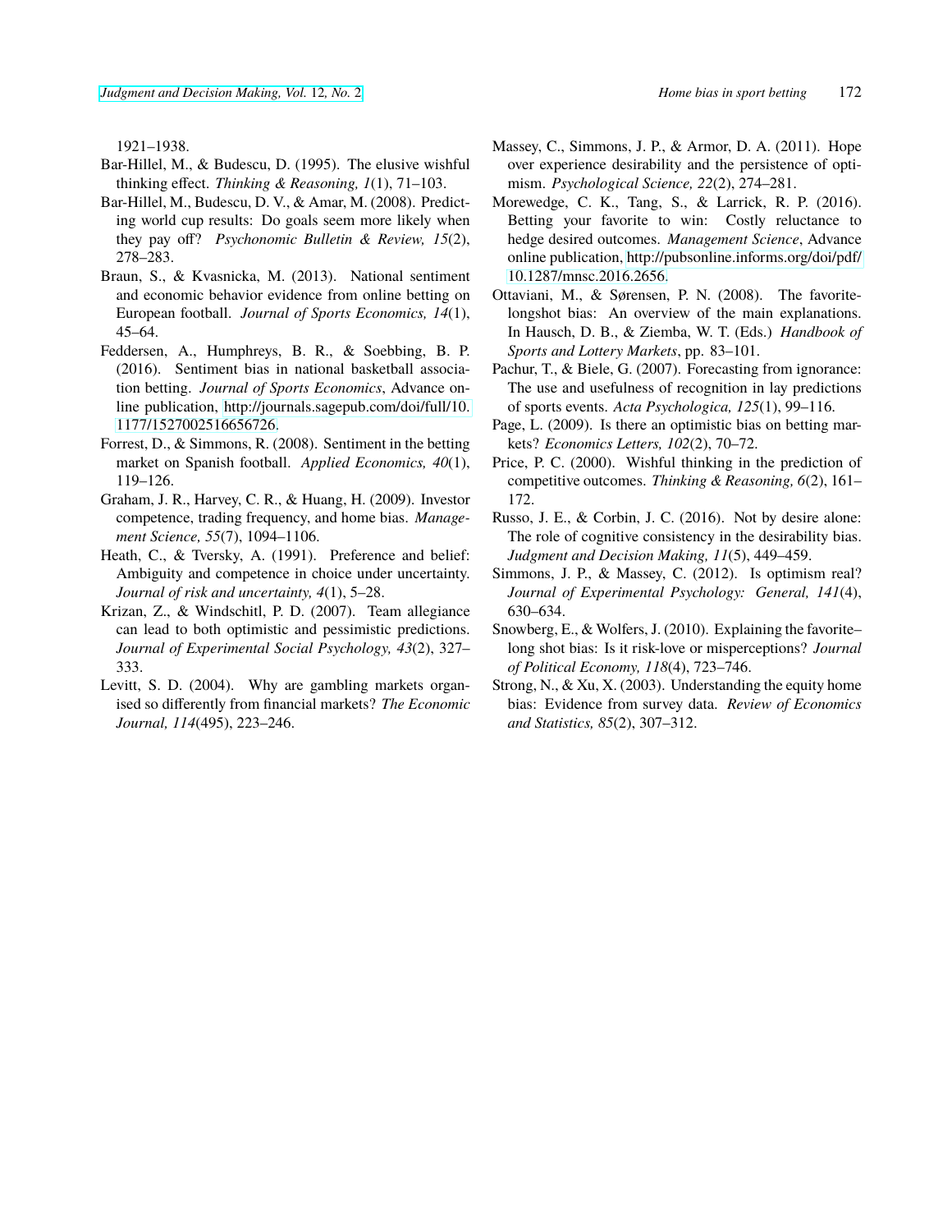1921–1938.

Bar-Hillel, M., & Budescu, D. (1995). The elusive wishful thinking effect. *Thinking & Reasoning, 1*(1), 71–103.

Bar-Hillel, M., Budescu, D. V., & Amar, M. (2008). Predicting world cup results: Do goals seem more likely when they pay off? *Psychonomic Bulletin & Review, 15*(2), 278–283.

Braun, S., & Kvasnicka, M. (2013). National sentiment and economic behavior evidence from online betting on European football. *Journal of Sports Economics, 14*(1), 45–64.

Feddersen, A., Humphreys, B. R., & Soebbing, B. P. (2016). Sentiment bias in national basketball association betting. *Journal of Sports Economics*, Advance online publication, http://journals.sagepub.com/doi/full/10.1177/1527002516656726.

Forrest, D., & Simmons, R. (2008). Sentiment in the betting market on Spanish football. *Applied Economics, 40*(1), 119–126.

Graham, J. R., Harvey, C. R., & Huang, H. (2009). Investor competence, trading frequency, and home bias. *Management Science, 55*(7), 1094–1106.

Heath, C., & Tversky, A. (1991). Preference and belief: Ambiguity and competence in choice under uncertainty. *Journal of risk and uncertainty, 4*(1), 5–28.

Krizan, Z., & Windschitl, P. D. (2007). Team allegiance can lead to both optimistic and pessimistic predictions. *Journal of Experimental Social Psychology, 43*(2), 327–333.

Levitt, S. D. (2004). Why are gambling markets organised so differently from financial markets? *The Economic Journal, 114*(495), 223–246.

Massey, C., Simmons, J. P., & Armor, D. A. (2011). Hope over experience desirability and the persistence of optimism. *Psychological Science, 22*(2), 274–281.

Morewedge, C. K., Tang, S., & Larrick, R. P. (2016). Betting your favorite to win: Costly reluctance to hedge desired outcomes. *Management Science*, Advance online publication, http://pubsonline.informs.org/doi/pdf/10.1287/mnsc.2016.2656.

Ottaviani, M., & Sørensen, P. N. (2008). The favorite-longshot bias: An overview of the main explanations. In Hausch, D. B., & Ziemba, W. T. (Eds.) *Handbook of Sports and Lottery Markets*, pp. 83–101.

Pachur, T., & Biele, G. (2007). Forecasting from ignorance: The use and usefulness of recognition in lay predictions of sports events. *Acta Psychologica, 125*(1), 99–116.

Page, L. (2009). Is there an optimistic bias on betting markets? *Economics Letters, 102*(2), 70–72.

Price, P. C. (2000). Wishful thinking in the prediction of competitive outcomes. *Thinking & Reasoning, 6*(2), 161–172.

Russo, J. E., & Corbin, J. C. (2016). Not by desire alone: The role of cognitive consistency in the desirability bias. *Judgment and Decision Making, 11*(5), 449–459.

Simmons, J. P., & Massey, C. (2012). Is optimism real? *Journal of Experimental Psychology: General, 141*(4), 630–634.

Snowberg, E., & Wolfers, J. (2010). Explaining the favorite–long shot bias: Is it risk-love or misperceptions? *Journal of Political Economy, 118*(4), 723–746.

Strong, N., & Xu, X. (2003). Understanding the equity home bias: Evidence from survey data. *Review of Economics and Statistics, 85*(2), 307–312.